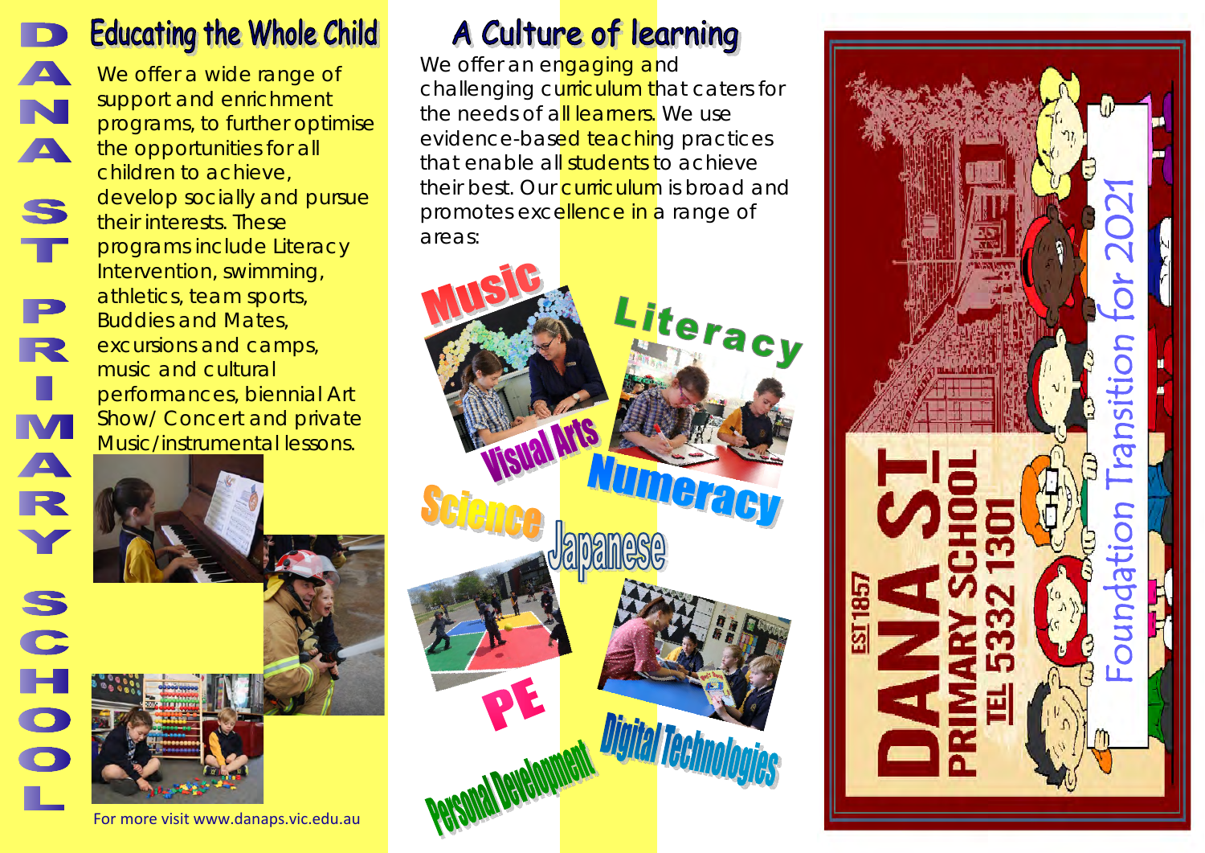DANA ST PRIMARY SCHOOL

## Educating the Whole Child

We offer a wide range of support and enrichment programs, to further optimise the opportunities for all children to achieve, develop socially and pursue their interests. These programs include Literacy Intervention, swimming, athletics, team sports, Buddies and Mates, excursions and camps, music and cultural performances, biennial Art Show/ Concert and private Music/instrumental lessons.

For more visit www.danaps.vic.edu.au

## A Culture of learning

We offer an engaging and challenging curriculum that caters for the needs of all learners. We use evidence-based teaching practices that enable all students to achieve their best. Our curriculum is broad and promotes excellence in a range of areas:

- Music
- Literacy
- Visual Arts
- Numeracy
- Science
- Japanese
- PE
- Personal Development
- Digital Technologies

# DANA ST PRIMARY SCHOOL

EST 1857

TEL 5332 1301

Foundation Transition for 2021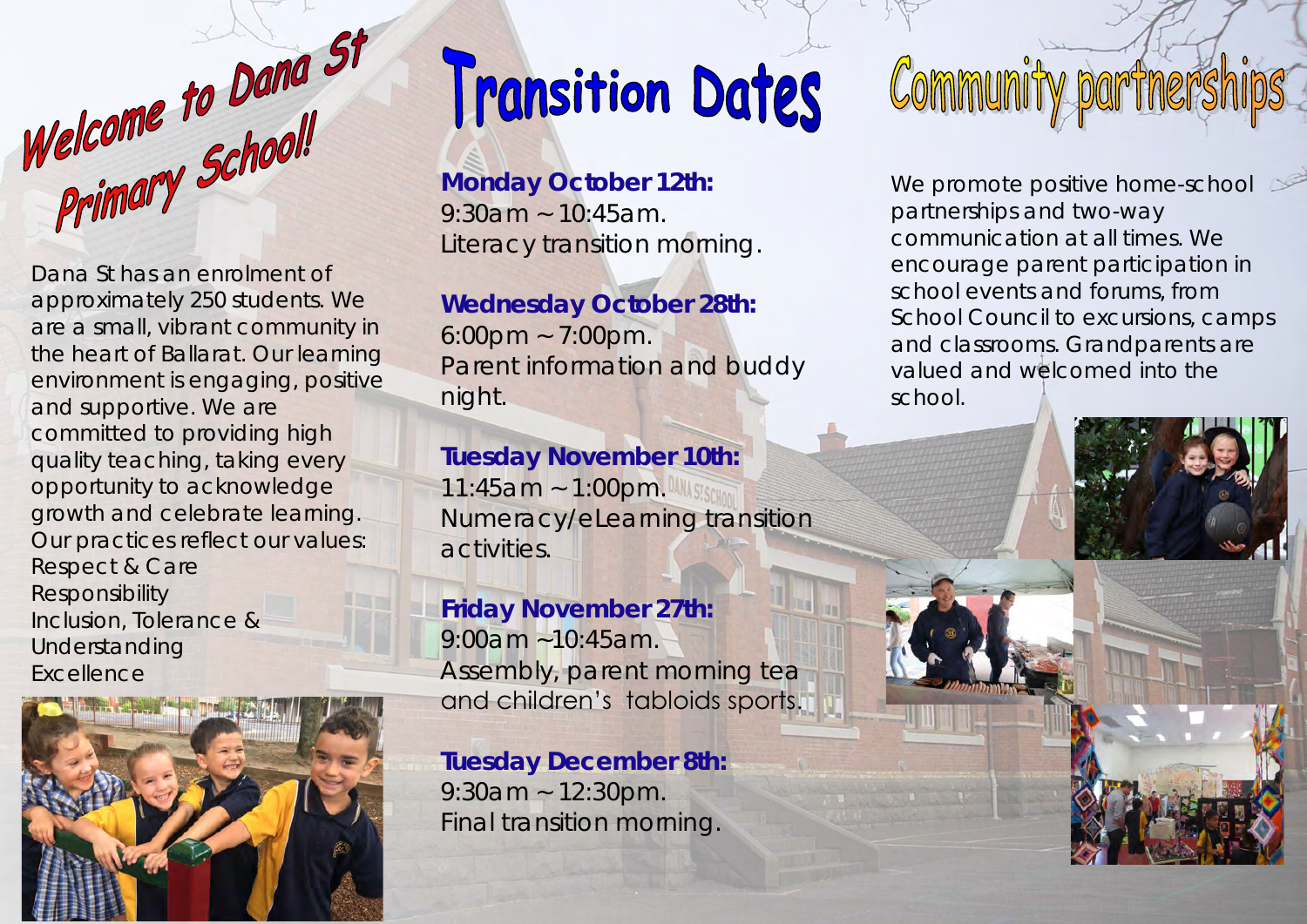# Welcome to Dana St Primary School!

Dana St has an enrolment of approximately 250 students. We are a small, vibrant community in the heart of Ballarat. Our learning environment is engaging, positive and supportive. We are committed to providing high quality teaching, taking every opportunity to acknowledge growth and celebrate learning. Our practices reflect our values:

Respect & Care
Responsibility
Inclusion, Tolerance & Understanding
Excellence

# Transition Dates

**Monday October 12th:**
9:30am ~ 10:45am.
Literacy transition morning.

**Wednesday October 28th:**
6:00pm ~ 7:00pm.
Parent information and buddy night.

**Tuesday November 10th:**
11:45am ~ 1:00pm.
Numeracy/eLearning transition activities.

**Friday November 27th:**
9:00am ~10:45am.
Assembly, parent morning tea and children's tabloids sports.

**Tuesday December 8th:**
9:30am ~ 12:30pm.
Final transition morning.

# Community partnerships

We promote positive home-school partnerships and two-way communication at all times. We encourage parent participation in school events and forums, from School Council to excursions, camps and classrooms. Grandparents are valued and welcomed into the school.